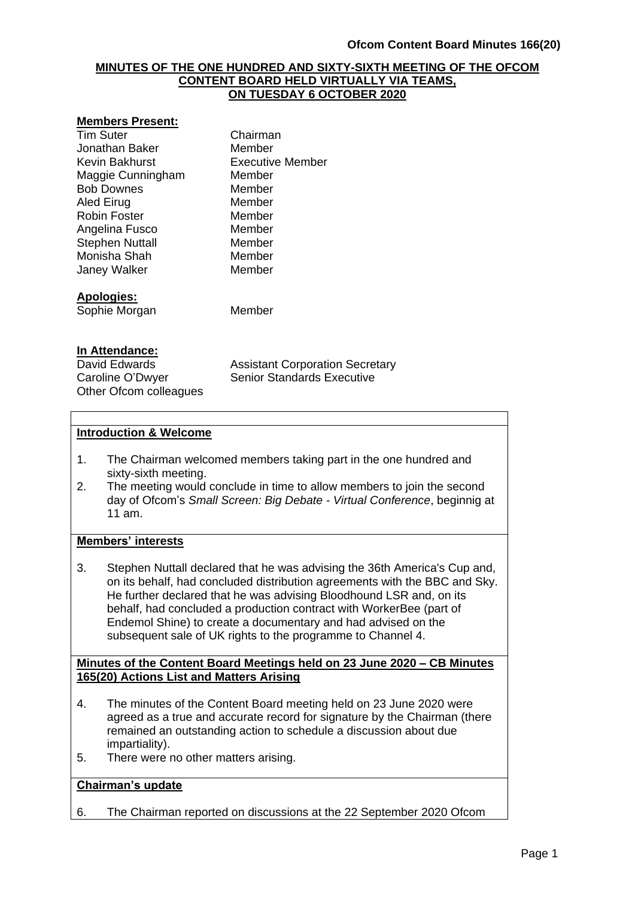**MINUTES OF THE ONE HUNDRED AND SIXTY-SIXTH MEETING OF THE OFCOM CONTENT BOARD HELD VIRTUALLY VIA TEAMS, ON TUESDAY 6 OCTOBER 2020**

**Members Present:**

| | |
|---|---|
| Tim Suter | Chairman |
| Jonathan Baker | Member |
| Kevin Bakhurst | Executive Member |
| Maggie Cunningham | Member |
| Bob Downes | Member |
| Aled Eirug | Member |
| Robin Foster | Member |
| Angelina Fusco | Member |
| Stephen Nuttall | Member |
| Monisha Shah | Member |
| Janey Walker | Member |

**Apologies:**

| | |
|---|---|
| Sophie Morgan | Member |

**In Attendance:**

| | |
|---|---|
| David Edwards | Assistant Corporation Secretary |
| Caroline O'Dwyer | Senior Standards Executive |
| Other Ofcom colleagues | |

**Introduction & Welcome**

1. The Chairman welcomed members taking part in the one hundred and sixty-sixth meeting.
2. The meeting would conclude in time to allow members to join the second day of Ofcom's *Small Screen: Big Debate - Virtual Conference*, beginnig at 11 am.

**Members' interests**

3. Stephen Nuttall declared that he was advising the 36th America's Cup and, on its behalf, had concluded distribution agreements with the BBC and Sky. He further declared that he was advising Bloodhound LSR and, on its behalf, had concluded a production contract with WorkerBee (part of Endemol Shine) to create a documentary and had advised on the subsequent sale of UK rights to the programme to Channel 4.

**Minutes of the Content Board Meetings held on 23 June 2020 – CB Minutes 165(20) Actions List and Matters Arising**

4. The minutes of the Content Board meeting held on 23 June 2020 were agreed as a true and accurate record for signature by the Chairman (there remained an outstanding action to schedule a discussion about due impartiality).
5. There were no other matters arising.

**Chairman's update**

6. The Chairman reported on discussions at the 22 September 2020 Ofcom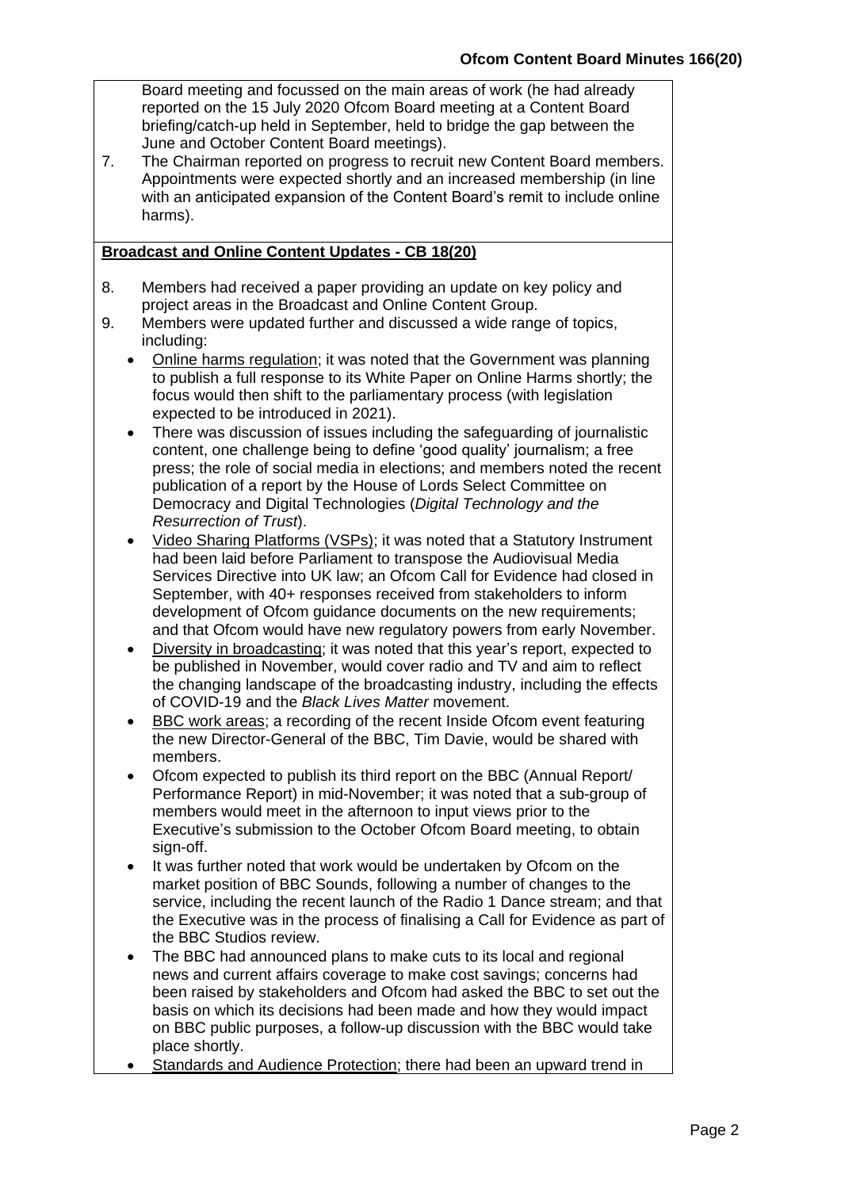Board meeting and focussed on the main areas of work (he had already reported on the 15 July 2020 Ofcom Board meeting at a Content Board briefing/catch-up held in September, held to bridge the gap between the June and October Content Board meetings).

7. The Chairman reported on progress to recruit new Content Board members. Appointments were expected shortly and an increased membership (in line with an anticipated expansion of the Content Board's remit to include online harms).

**Broadcast and Online Content Updates - CB 18(20)**

8. Members had received a paper providing an update on key policy and project areas in the Broadcast and Online Content Group.
9. Members were updated further and discussed a wide range of topics, including:
   - Online harms regulation; it was noted that the Government was planning to publish a full response to its White Paper on Online Harms shortly; the focus would then shift to the parliamentary process (with legislation expected to be introduced in 2021).
   - There was discussion of issues including the safeguarding of journalistic content, one challenge being to define 'good quality' journalism; a free press; the role of social media in elections; and members noted the recent publication of a report by the House of Lords Select Committee on Democracy and Digital Technologies (*Digital Technology and the Resurrection of Trust*).
   - Video Sharing Platforms (VSPs); it was noted that a Statutory Instrument had been laid before Parliament to transpose the Audiovisual Media Services Directive into UK law; an Ofcom Call for Evidence had closed in September, with 40+ responses received from stakeholders to inform development of Ofcom guidance documents on the new requirements; and that Ofcom would have new regulatory powers from early November.
   - Diversity in broadcasting; it was noted that this year's report, expected to be published in November, would cover radio and TV and aim to reflect the changing landscape of the broadcasting industry, including the effects of COVID-19 and the *Black Lives Matter* movement.
   - BBC work areas; a recording of the recent Inside Ofcom event featuring the new Director-General of the BBC, Tim Davie, would be shared with members.
   - Ofcom expected to publish its third report on the BBC (Annual Report/ Performance Report) in mid-November; it was noted that a sub-group of members would meet in the afternoon to input views prior to the Executive's submission to the October Ofcom Board meeting, to obtain sign-off.
   - It was further noted that work would be undertaken by Ofcom on the market position of BBC Sounds, following a number of changes to the service, including the recent launch of the Radio 1 Dance stream; and that the Executive was in the process of finalising a Call for Evidence as part of the BBC Studios review.
   - The BBC had announced plans to make cuts to its local and regional news and current affairs coverage to make cost savings; concerns had been raised by stakeholders and Ofcom had asked the BBC to set out the basis on which its decisions had been made and how they would impact on BBC public purposes, a follow-up discussion with the BBC would take place shortly.
   - Standards and Audience Protection; there had been an upward trend in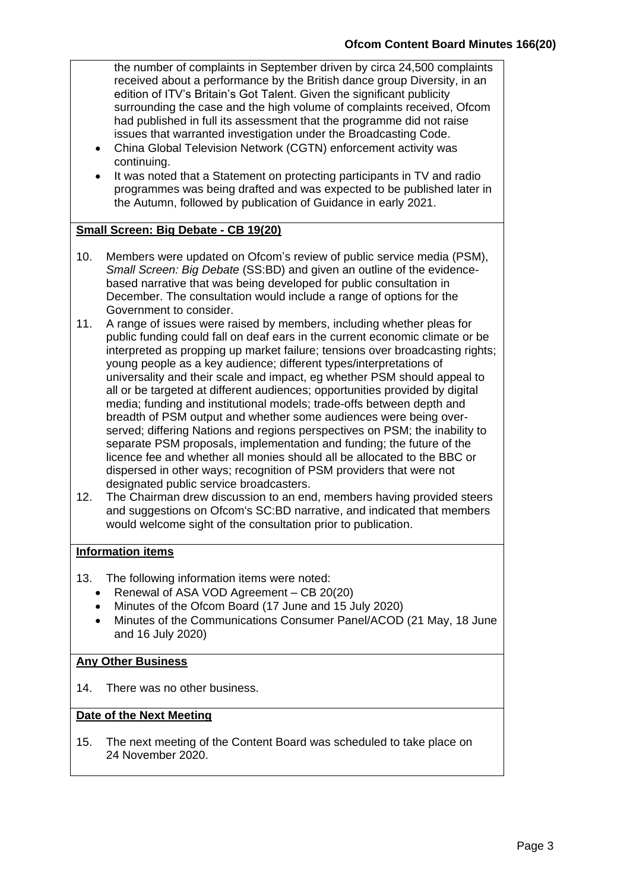the number of complaints in September driven by circa 24,500 complaints received about a performance by the British dance group Diversity, in an edition of ITV's Britain's Got Talent. Given the significant publicity surrounding the case and the high volume of complaints received, Ofcom had published in full its assessment that the programme did not raise issues that warranted investigation under the Broadcasting Code.

- China Global Television Network (CGTN) enforcement activity was continuing.
- It was noted that a Statement on protecting participants in TV and radio programmes was being drafted and was expected to be published later in the Autumn, followed by publication of Guidance in early 2021.

**Small Screen: Big Debate - CB 19(20)**

10. Members were updated on Ofcom's review of public service media (PSM), *Small Screen: Big Debate* (SS:BD) and given an outline of the evidence-based narrative that was being developed for public consultation in December. The consultation would include a range of options for the Government to consider.
11. A range of issues were raised by members, including whether pleas for public funding could fall on deaf ears in the current economic climate or be interpreted as propping up market failure; tensions over broadcasting rights; young people as a key audience; different types/interpretations of universality and their scale and impact, eg whether PSM should appeal to all or be targeted at different audiences; opportunities provided by digital media; funding and institutional models; trade-offs between depth and breadth of PSM output and whether some audiences were being over-served; differing Nations and regions perspectives on PSM; the inability to separate PSM proposals, implementation and funding; the future of the licence fee and whether all monies should all be allocated to the BBC or dispersed in other ways; recognition of PSM providers that were not designated public service broadcasters.
12. The Chairman drew discussion to an end, members having provided steers and suggestions on Ofcom's SC:BD narrative, and indicated that members would welcome sight of the consultation prior to publication.

**Information items**

13. The following information items were noted:
    - Renewal of ASA VOD Agreement – CB 20(20)
    - Minutes of the Ofcom Board (17 June and 15 July 2020)
    - Minutes of the Communications Consumer Panel/ACOD (21 May, 18 June and 16 July 2020)

**Any Other Business**

14. There was no other business.

**Date of the Next Meeting**

15. The next meeting of the Content Board was scheduled to take place on 24 November 2020.